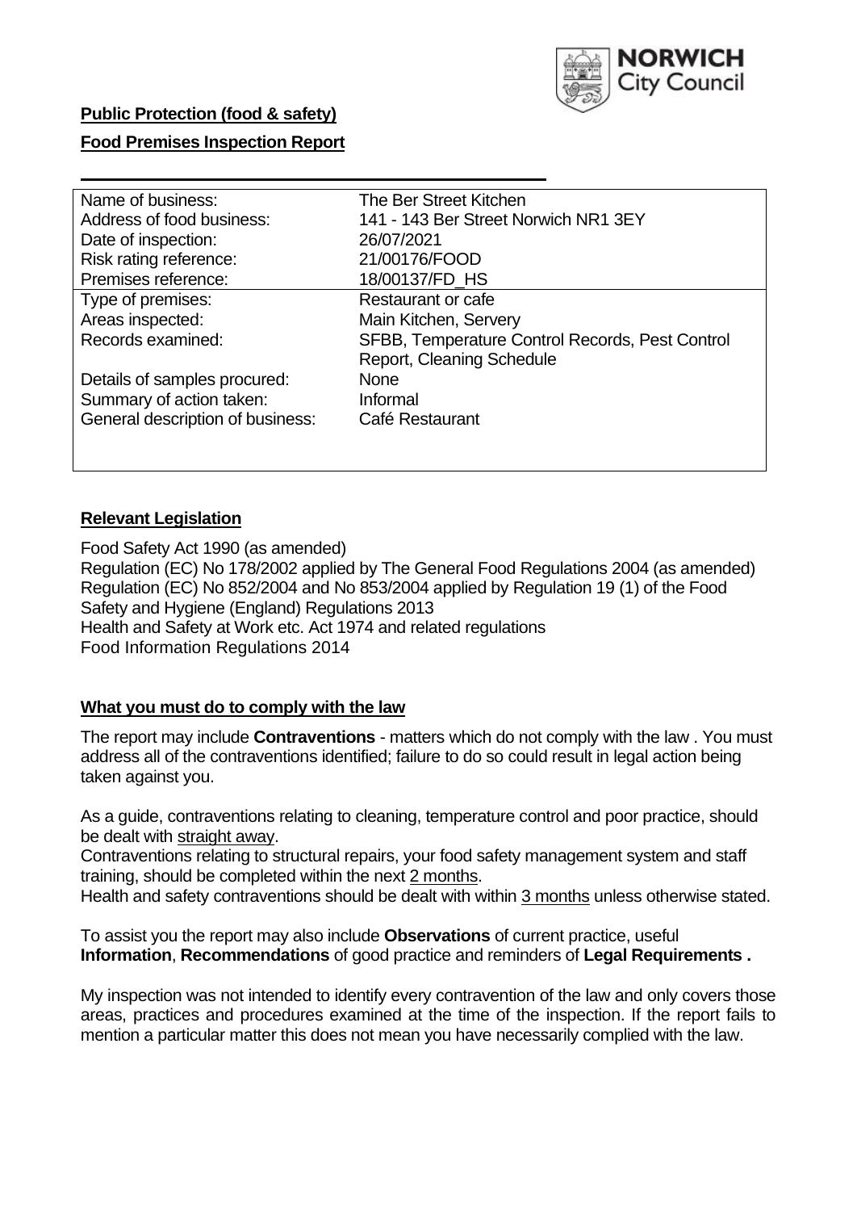**Public Protection (food & safety)**

**Food Premises Inspection Report**

| | |
|---|---|
| Name of business: | The Ber Street Kitchen |
| Address of food business: | 141 - 143 Ber Street Norwich NR1 3EY |
| Date of inspection: | 26/07/2021 |
| Risk rating reference: | 21/00176/FOOD |
| Premises reference: | 18/00137/FD_HS |
| Type of premises: | Restaurant or cafe |
| Areas inspected: | Main Kitchen, Servery |
| Records examined: | SFBB, Temperature Control Records, Pest Control Report, Cleaning Schedule |
| Details of samples procured: | None |
| Summary of action taken: | Informal |
| General description of business: | Café Restaurant |

## **Relevant Legislation**

Food Safety Act 1990 (as amended)
Regulation (EC) No 178/2002 applied by The General Food Regulations 2004 (as amended)
Regulation (EC) No 852/2004 and No 853/2004 applied by Regulation 19 (1) of the Food Safety and Hygiene (England) Regulations 2013
Health and Safety at Work etc. Act 1974 and related regulations
Food Information Regulations 2014

## **What you must do to comply with the law**

The report may include **Contraventions** - matters which do not comply with the law . You must address all of the contraventions identified; failure to do so could result in legal action being taken against you.

As a guide, contraventions relating to cleaning, temperature control and poor practice, should be dealt with straight away.
Contraventions relating to structural repairs, your food safety management system and staff training, should be completed within the next 2 months.
Health and safety contraventions should be dealt with within 3 months unless otherwise stated.

To assist you the report may also include **Observations** of current practice, useful **Information**, **Recommendations** of good practice and reminders of **Legal Requirements .**

My inspection was not intended to identify every contravention of the law and only covers those areas, practices and procedures examined at the time of the inspection. If the report fails to mention a particular matter this does not mean you have necessarily complied with the law.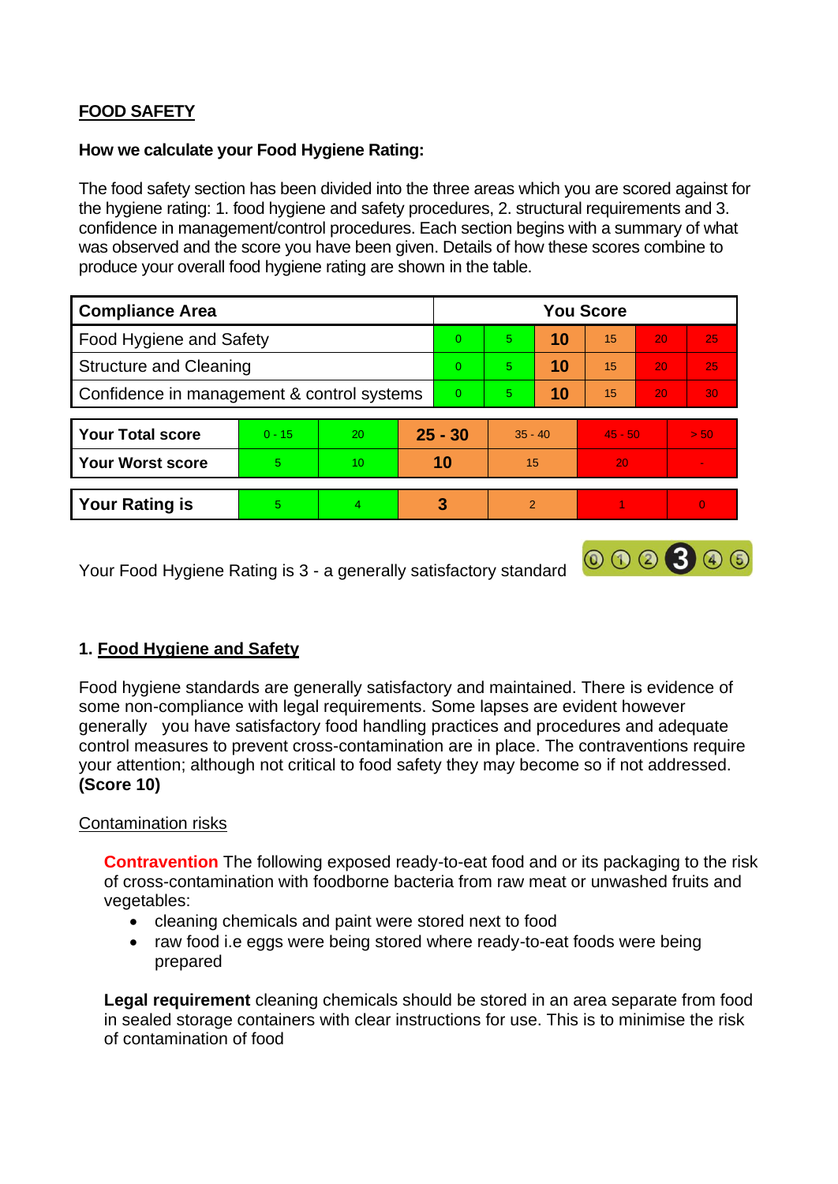## FOOD SAFETY

**How we calculate your Food Hygiene Rating:**

The food safety section has been divided into the three areas which you are scored against for the hygiene rating: 1. food hygiene and safety procedures, 2. structural requirements and 3. confidence in management/control procedures. Each section begins with a summary of what was observed and the score you have been given. Details of how these scores combine to produce your overall food hygiene rating are shown in the table.

| Compliance Area | You Score | | | | | |
|---|---|---|---|---|---|---|
| Food Hygiene and Safety | 0 | 5 | **10** | 15 | 20 | 25 |
| Structure and Cleaning | 0 | 5 | **10** | 15 | 20 | 25 |
| Confidence in management & control systems | 0 | 5 | **10** | 15 | 20 | 30 |

| | | | | | | |
|---|---|---|---|---|---|---|
| **Your Total score** | 0 - 15 | 20 | **25 - 30** | 35 - 40 | 45 - 50 | > 50 |
| **Your Worst score** | 5 | 10 | **10** | 15 | 20 | - |

| | | | | | | |
|---|---|---|---|---|---|---|
| **Your Rating is** | 5 | 4 | **3** | 2 | 1 | 0 |

Your Food Hygiene Rating is 3 - a generally satisfactory standard

### 1. Food Hygiene and Safety

Food hygiene standards are generally satisfactory and maintained. There is evidence of some non-compliance with legal requirements. Some lapses are evident however generally you have satisfactory food handling practices and procedures and adequate control measures to prevent cross-contamination are in place. The contraventions require your attention; although not critical to food safety they may become so if not addressed. **(Score 10)**

Contamination risks

**Contravention** The following exposed ready-to-eat food and or its packaging to the risk of cross-contamination with foodborne bacteria from raw meat or unwashed fruits and vegetables:

- cleaning chemicals and paint were stored next to food
- raw food i.e eggs were being stored where ready-to-eat foods were being prepared

**Legal requirement** cleaning chemicals should be stored in an area separate from food in sealed storage containers with clear instructions for use. This is to minimise the risk of contamination of food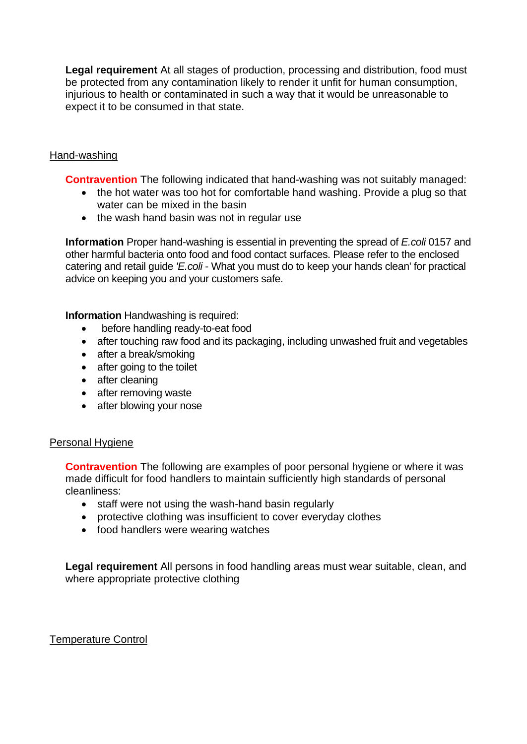**Legal requirement** At all stages of production, processing and distribution, food must be protected from any contamination likely to render it unfit for human consumption, injurious to health or contaminated in such a way that it would be unreasonable to expect it to be consumed in that state.

## Hand-washing

**Contravention** The following indicated that hand-washing was not suitably managed:

- the hot water was too hot for comfortable hand washing. Provide a plug so that water can be mixed in the basin
- the wash hand basin was not in regular use

**Information** Proper hand-washing is essential in preventing the spread of *E.coli* 0157 and other harmful bacteria onto food and food contact surfaces. Please refer to the enclosed catering and retail guide *'E.coli* - What you must do to keep your hands clean' for practical advice on keeping you and your customers safe.

**Information** Handwashing is required:

- before handling ready-to-eat food
- after touching raw food and its packaging, including unwashed fruit and vegetables
- after a break/smoking
- after going to the toilet
- after cleaning
- after removing waste
- after blowing your nose

## Personal Hygiene

**Contravention** The following are examples of poor personal hygiene or where it was made difficult for food handlers to maintain sufficiently high standards of personal cleanliness:

- staff were not using the wash-hand basin regularly
- protective clothing was insufficient to cover everyday clothes
- food handlers were wearing watches

**Legal requirement** All persons in food handling areas must wear suitable, clean, and where appropriate protective clothing

## Temperature Control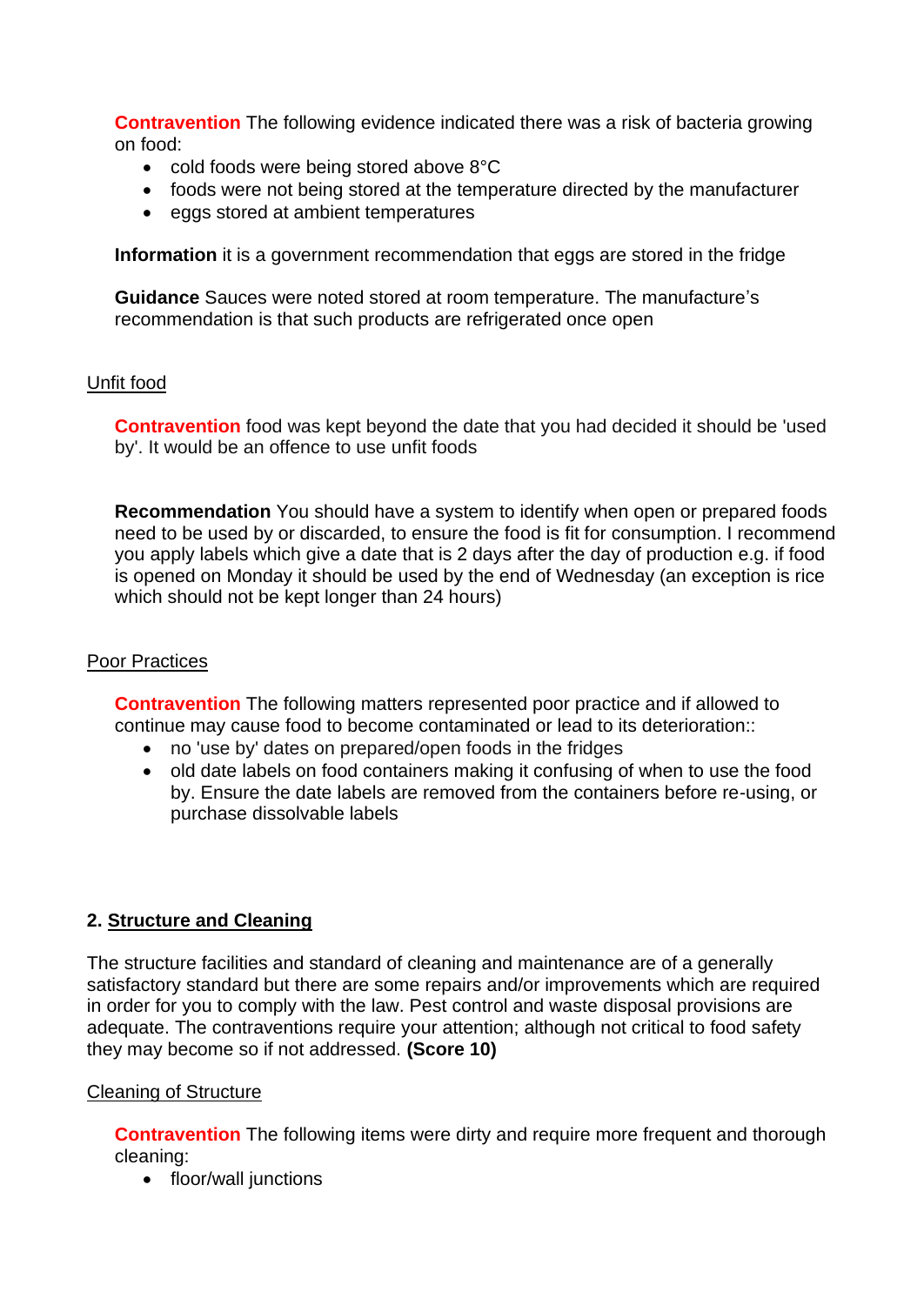**Contravention** The following evidence indicated there was a risk of bacteria growing on food:

- cold foods were being stored above 8°C
- foods were not being stored at the temperature directed by the manufacturer
- eggs stored at ambient temperatures

**Information** it is a government recommendation that eggs are stored in the fridge

**Guidance** Sauces were noted stored at room temperature. The manufacture's recommendation is that such products are refrigerated once open

Unfit food

**Contravention** food was kept beyond the date that you had decided it should be 'used by'. It would be an offence to use unfit foods

**Recommendation** You should have a system to identify when open or prepared foods need to be used by or discarded, to ensure the food is fit for consumption. I recommend you apply labels which give a date that is 2 days after the day of production e.g. if food is opened on Monday it should be used by the end of Wednesday (an exception is rice which should not be kept longer than 24 hours)

Poor Practices

**Contravention** The following matters represented poor practice and if allowed to continue may cause food to become contaminated or lead to its deterioration::

- no 'use by' dates on prepared/open foods in the fridges
- old date labels on food containers making it confusing of when to use the food by. Ensure the date labels are removed from the containers before re-using, or purchase dissolvable labels

## 2. Structure and Cleaning

The structure facilities and standard of cleaning and maintenance are of a generally satisfactory standard but there are some repairs and/or improvements which are required in order for you to comply with the law. Pest control and waste disposal provisions are adequate. The contraventions require your attention; although not critical to food safety they may become so if not addressed. **(Score 10)**

Cleaning of Structure

**Contravention** The following items were dirty and require more frequent and thorough cleaning:

- floor/wall junctions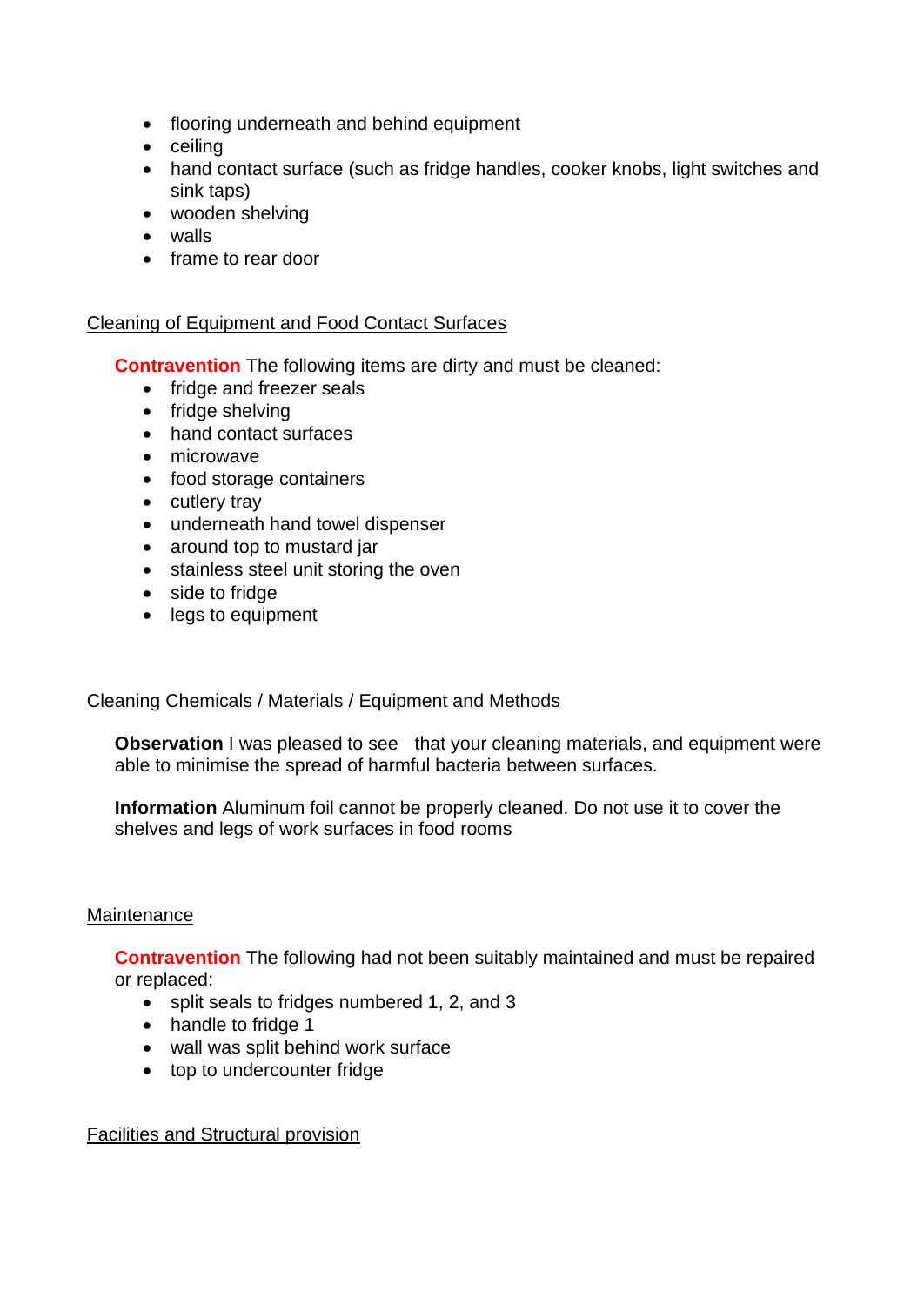- flooring underneath and behind equipment
- ceiling
- hand contact surface (such as fridge handles, cooker knobs, light switches and sink taps)
- wooden shelving
- walls
- frame to rear door

## Cleaning of Equipment and Food Contact Surfaces

**Contravention** The following items are dirty and must be cleaned:

- fridge and freezer seals
- fridge shelving
- hand contact surfaces
- microwave
- food storage containers
- cutlery tray
- underneath hand towel dispenser
- around top to mustard jar
- stainless steel unit storing the oven
- side to fridge
- legs to equipment

## Cleaning Chemicals / Materials / Equipment and Methods

**Observation** I was pleased to see that your cleaning materials, and equipment were able to minimise the spread of harmful bacteria between surfaces.

**Information** Aluminum foil cannot be properly cleaned. Do not use it to cover the shelves and legs of work surfaces in food rooms

## Maintenance

**Contravention** The following had not been suitably maintained and must be repaired or replaced:

- split seals to fridges numbered 1, 2, and 3
- handle to fridge 1
- wall was split behind work surface
- top to undercounter fridge

## Facilities and Structural provision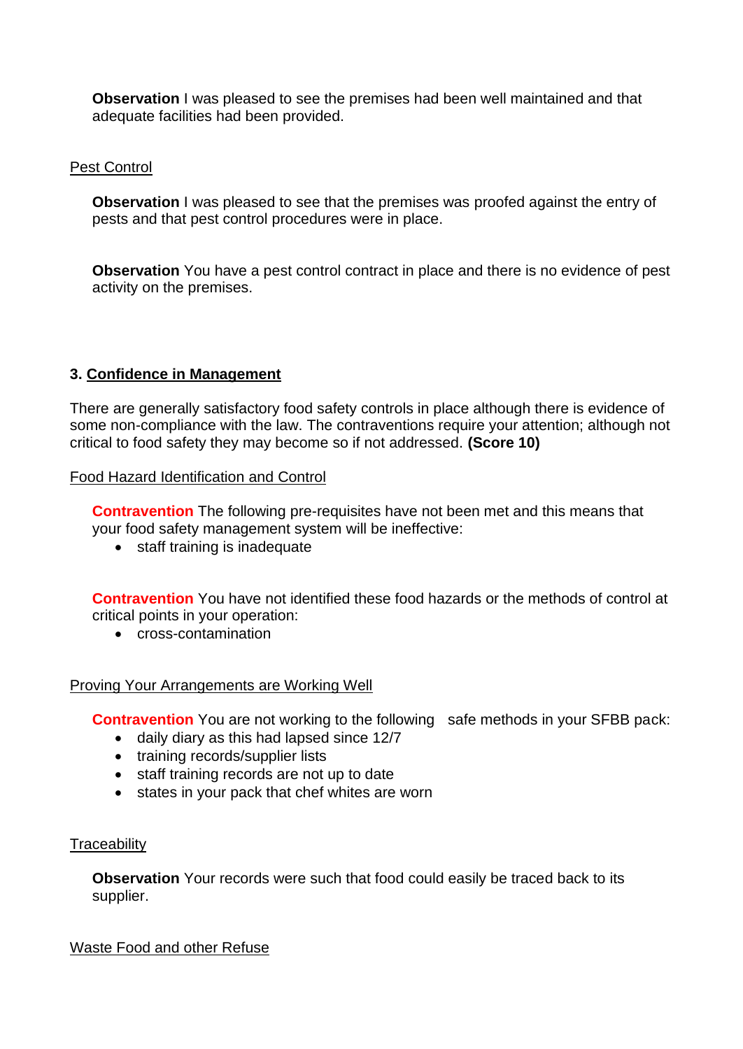**Observation** I was pleased to see the premises had been well maintained and that adequate facilities had been provided.

Pest Control

**Observation** I was pleased to see that the premises was proofed against the entry of pests and that pest control procedures were in place.

**Observation** You have a pest control contract in place and there is no evidence of pest activity on the premises.

### 3. Confidence in Management

There are generally satisfactory food safety controls in place although there is evidence of some non-compliance with the law. The contraventions require your attention; although not critical to food safety they may become so if not addressed. **(Score 10)**

Food Hazard Identification and Control

**Contravention** The following pre-requisites have not been met and this means that your food safety management system will be ineffective:

- staff training is inadequate

**Contravention** You have not identified these food hazards or the methods of control at critical points in your operation:

- cross-contamination

Proving Your Arrangements are Working Well

**Contravention** You are not working to the following safe methods in your SFBB pack:

- daily diary as this had lapsed since 12/7
- training records/supplier lists
- staff training records are not up to date
- states in your pack that chef whites are worn

Traceability

**Observation** Your records were such that food could easily be traced back to its supplier.

Waste Food and other Refuse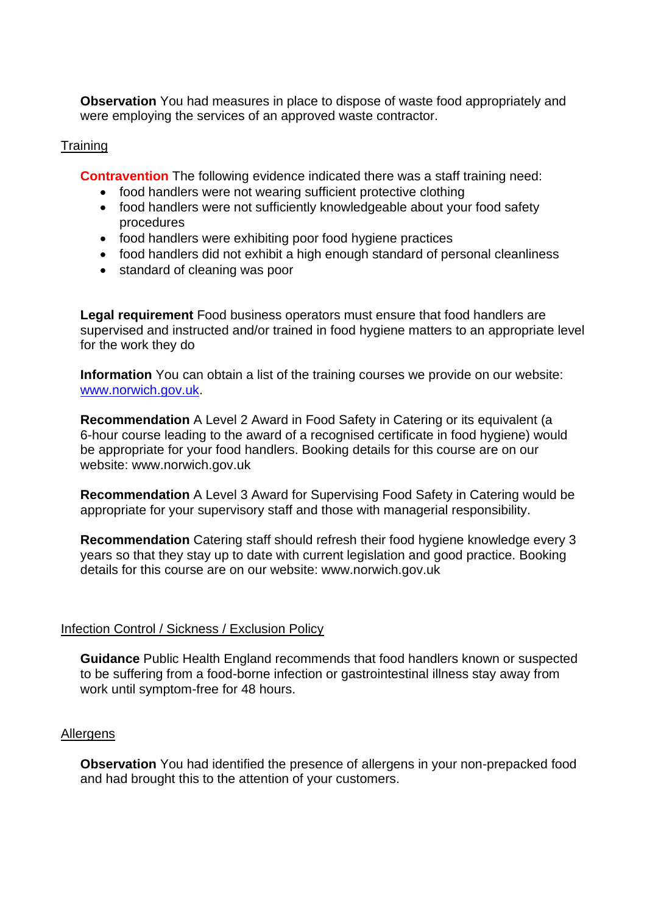**Observation** You had measures in place to dispose of waste food appropriately and were employing the services of an approved waste contractor.

Training

**Contravention** The following evidence indicated there was a staff training need:

- food handlers were not wearing sufficient protective clothing
- food handlers were not sufficiently knowledgeable about your food safety procedures
- food handlers were exhibiting poor food hygiene practices
- food handlers did not exhibit a high enough standard of personal cleanliness
- standard of cleaning was poor

**Legal requirement** Food business operators must ensure that food handlers are supervised and instructed and/or trained in food hygiene matters to an appropriate level for the work they do

**Information** You can obtain a list of the training courses we provide on our website: [www.norwich.gov.uk](www.norwich.gov.uk).

**Recommendation** A Level 2 Award in Food Safety in Catering or its equivalent (a 6-hour course leading to the award of a recognised certificate in food hygiene) would be appropriate for your food handlers. Booking details for this course are on our website: www.norwich.gov.uk

**Recommendation** A Level 3 Award for Supervising Food Safety in Catering would be appropriate for your supervisory staff and those with managerial responsibility.

**Recommendation** Catering staff should refresh their food hygiene knowledge every 3 years so that they stay up to date with current legislation and good practice. Booking details for this course are on our website: www.norwich.gov.uk

Infection Control / Sickness / Exclusion Policy

**Guidance** Public Health England recommends that food handlers known or suspected to be suffering from a food-borne infection or gastrointestinal illness stay away from work until symptom-free for 48 hours.

Allergens

**Observation** You had identified the presence of allergens in your non-prepacked food and had brought this to the attention of your customers.